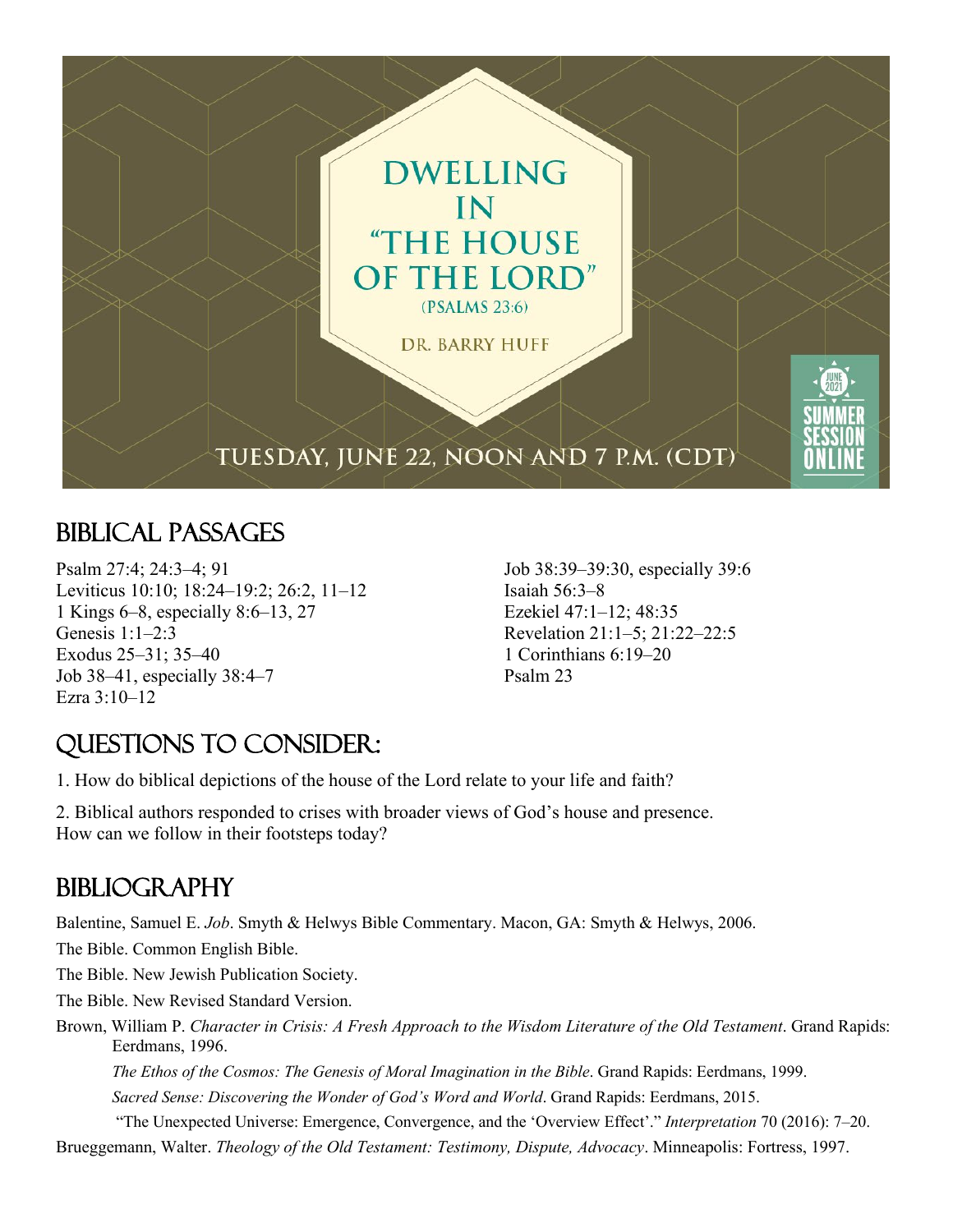# DWELLING IN "THE HOUSE OF THE LORD"

(PSALMS 23:6)

DR. BARRY HUFF

TUESDAY, JUNE 22, NOON AND 7 P.M. (CDT)

JUNE 2021 SUMMER SESSION ONLINE

## BIBLICAL PASSAGES

Psalm 27:4; 24:3–4; 91
Leviticus 10:10; 18:24–19:2; 26:2, 11–12
1 Kings 6–8, especially 8:6–13, 27
Genesis 1:1–2:3
Exodus 25–31; 35–40
Job 38–41, especially 38:4–7
Ezra 3:10–12
Job 38:39–39:30, especially 39:6
Isaiah 56:3–8
Ezekiel 47:1–12; 48:35
Revelation 21:1–5; 21:22–22:5
1 Corinthians 6:19–20
Psalm 23

## QUESTIONS TO CONSIDER:

1. How do biblical depictions of the house of the Lord relate to your life and faith?

2. Biblical authors responded to crises with broader views of God's house and presence. How can we follow in their footsteps today?

## BIBLIOGRAPHY

Balentine, Samuel E. *Job*. Smyth & Helwys Bible Commentary. Macon, GA: Smyth & Helwys, 2006.

The Bible. Common English Bible.

The Bible. New Jewish Publication Society.

The Bible. New Revised Standard Version.

Brown, William P. *Character in Crisis: A Fresh Approach to the Wisdom Literature of the Old Testament*. Grand Rapids: Eerdmans, 1996.

*The Ethos of the Cosmos: The Genesis of Moral Imagination in the Bible*. Grand Rapids: Eerdmans, 1999.

*Sacred Sense: Discovering the Wonder of God's Word and World*. Grand Rapids: Eerdmans, 2015.

"The Unexpected Universe: Emergence, Convergence, and the 'Overview Effect'." *Interpretation* 70 (2016): 7–20.

Brueggemann, Walter. *Theology of the Old Testament: Testimony, Dispute, Advocacy*. Minneapolis: Fortress, 1997.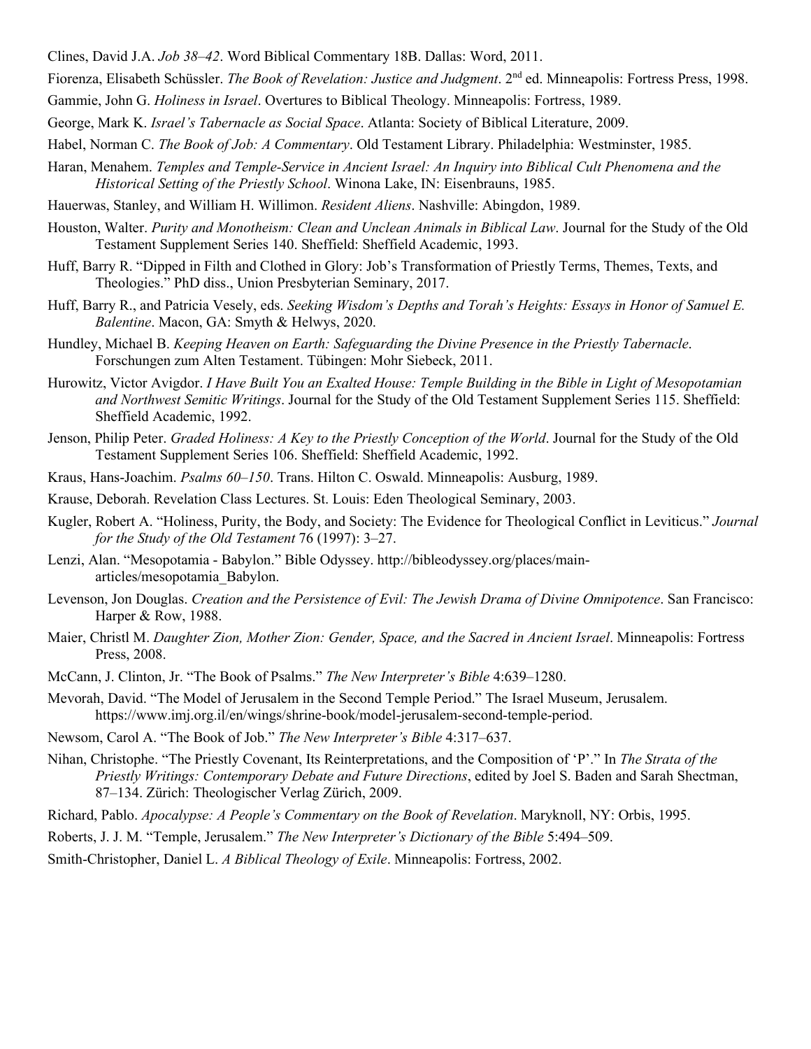Clines, David J.A. *Job 38–42*. Word Biblical Commentary 18B. Dallas: Word, 2011.

Fiorenza, Elisabeth Schüssler. *The Book of Revelation: Justice and Judgment*. 2nd ed. Minneapolis: Fortress Press, 1998.

Gammie, John G. *Holiness in Israel*. Overtures to Biblical Theology. Minneapolis: Fortress, 1989.

George, Mark K. *Israel's Tabernacle as Social Space*. Atlanta: Society of Biblical Literature, 2009.

Habel, Norman C. *The Book of Job: A Commentary*. Old Testament Library. Philadelphia: Westminster, 1985.

Haran, Menahem. *Temples and Temple-Service in Ancient Israel: An Inquiry into Biblical Cult Phenomena and the Historical Setting of the Priestly School*. Winona Lake, IN: Eisenbrauns, 1985.

Hauerwas, Stanley, and William H. Willimon. *Resident Aliens*. Nashville: Abingdon, 1989.

Houston, Walter. *Purity and Monotheism: Clean and Unclean Animals in Biblical Law*. Journal for the Study of the Old Testament Supplement Series 140. Sheffield: Sheffield Academic, 1993.

Huff, Barry R. "Dipped in Filth and Clothed in Glory: Job's Transformation of Priestly Terms, Themes, Texts, and Theologies." PhD diss., Union Presbyterian Seminary, 2017.

Huff, Barry R., and Patricia Vesely, eds. *Seeking Wisdom's Depths and Torah's Heights: Essays in Honor of Samuel E. Balentine*. Macon, GA: Smyth & Helwys, 2020.

Hundley, Michael B. *Keeping Heaven on Earth: Safeguarding the Divine Presence in the Priestly Tabernacle*. Forschungen zum Alten Testament. Tübingen: Mohr Siebeck, 2011.

Hurowitz, Victor Avigdor. *I Have Built You an Exalted House: Temple Building in the Bible in Light of Mesopotamian and Northwest Semitic Writings*. Journal for the Study of the Old Testament Supplement Series 115. Sheffield: Sheffield Academic, 1992.

Jenson, Philip Peter. *Graded Holiness: A Key to the Priestly Conception of the World*. Journal for the Study of the Old Testament Supplement Series 106. Sheffield: Sheffield Academic, 1992.

Kraus, Hans-Joachim. *Psalms 60–150*. Trans. Hilton C. Oswald. Minneapolis: Ausburg, 1989.

Krause, Deborah. Revelation Class Lectures. St. Louis: Eden Theological Seminary, 2003.

Kugler, Robert A. "Holiness, Purity, the Body, and Society: The Evidence for Theological Conflict in Leviticus." *Journal for the Study of the Old Testament* 76 (1997): 3–27.

Lenzi, Alan. "Mesopotamia - Babylon." Bible Odyssey. http://bibleodyssey.org/places/main-articles/mesopotamia_Babylon.

Levenson, Jon Douglas. *Creation and the Persistence of Evil: The Jewish Drama of Divine Omnipotence*. San Francisco: Harper & Row, 1988.

Maier, Christl M. *Daughter Zion, Mother Zion: Gender, Space, and the Sacred in Ancient Israel*. Minneapolis: Fortress Press, 2008.

McCann, J. Clinton, Jr. "The Book of Psalms." *The New Interpreter's Bible* 4:639–1280.

Mevorah, David. "The Model of Jerusalem in the Second Temple Period." The Israel Museum, Jerusalem. https://www.imj.org.il/en/wings/shrine-book/model-jerusalem-second-temple-period.

Newsom, Carol A. "The Book of Job." *The New Interpreter's Bible* 4:317–637.

Nihan, Christophe. "The Priestly Covenant, Its Reinterpretations, and the Composition of 'P'." In *The Strata of the Priestly Writings: Contemporary Debate and Future Directions*, edited by Joel S. Baden and Sarah Shectman, 87–134. Zürich: Theologischer Verlag Zürich, 2009.

Richard, Pablo. *Apocalypse: A People's Commentary on the Book of Revelation*. Maryknoll, NY: Orbis, 1995.

Roberts, J. J. M. "Temple, Jerusalem." *The New Interpreter's Dictionary of the Bible* 5:494–509.

Smith-Christopher, Daniel L. *A Biblical Theology of Exile*. Minneapolis: Fortress, 2002.